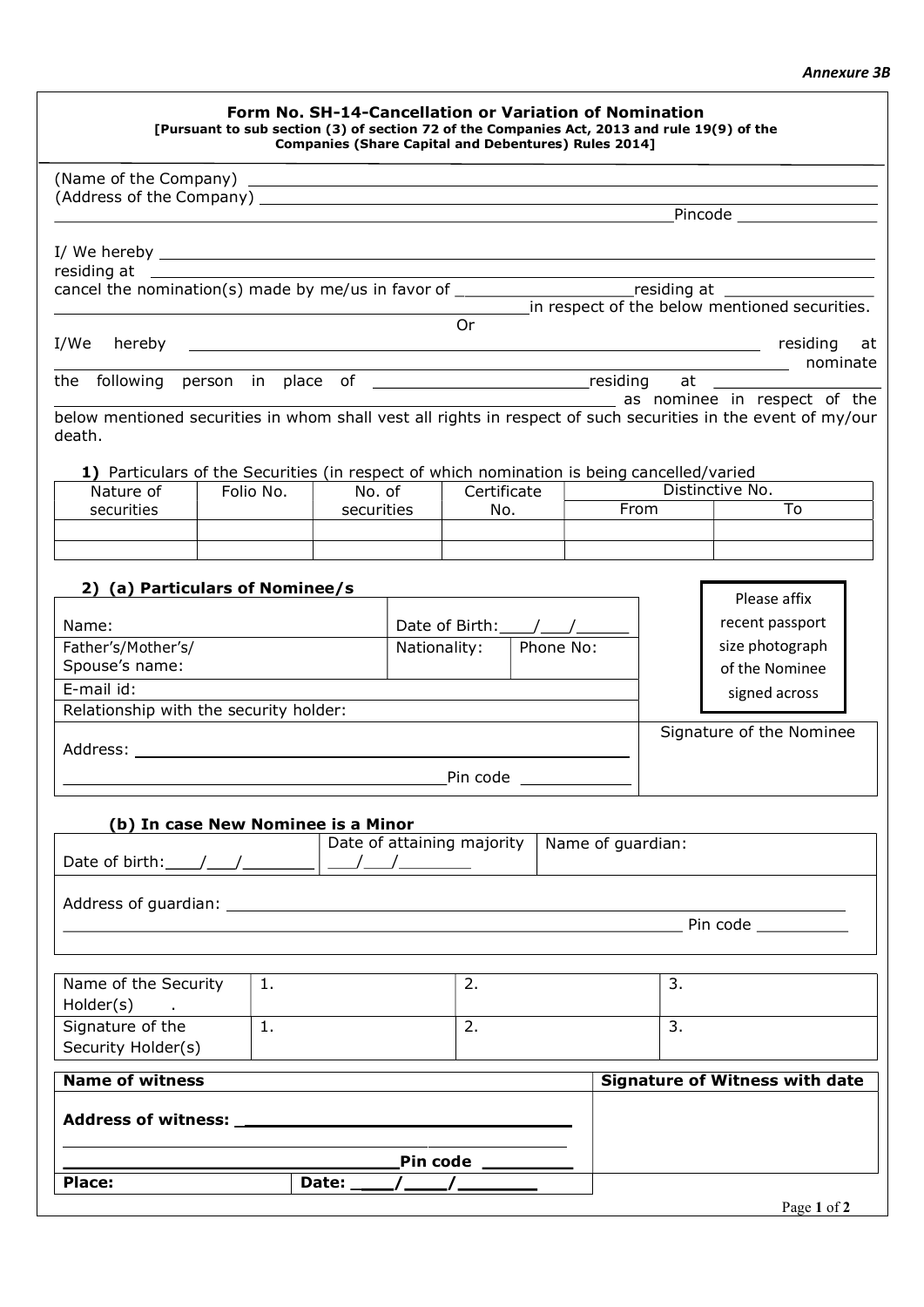*Annexure 3B*

## Form No. SH-14-Cancellation or Variation of Nomination

**[Pursuant to sub section (3) of section 72 of the Companies Act, 2013 and rule 19(9) of the Companies (Share Capital and Debentures) Rules 2014]**

(Name of the Company) ______________________________

(Address of the Company) ______________________________

______________________________ Pincode ______________

I/ We hereby ______________________________

residing at ______________________________

cancel the nomination(s) made by me/us in favor of __________________ residing at ________________

______________________________ in respect of the below mentioned securities.

Or

I/We hereby ______________________________ residing at ______________________________ nominate the following person in place of ______________________ residing at ________________

______________________________ as nominee in respect of the below mentioned securities in whom shall vest all rights in respect of such securities in the event of my/our death.

**1)** Particulars of the Securities (in respect of which nomination is being cancelled/varied

| Nature of securities | Folio No. | No. of securities | Certificate No. | Distinctive No. | |
|---|---|---|---|---|---|
| | | | | From | To |
| | | | | | |
| | | | | | |

**2) (a) Particulars of Nominee/s**

| Name: | Date of Birth:___/___/_____ | |
|---|---|---|
| Father's/Mother's/ Spouse's name: | Nationality: | Phone No: |
| E-mail id: | | |
| Relationship with the security holder: | | |
| Address: ______________________________ Pin code __________ | | |

Please affix recent passport size photograph of the Nominee signed across

Signature of the Nominee

**(b) In case New Nominee is a Minor**

| Date of birth:___/___/_______ | Date of attaining majority ___/___/_______ | Name of guardian: |
|---|---|---|
| Address of guardian: ______________________________ Pin code __________ | | |

| Name of the Security Holder(s) | 1. | 2. | 3. |
|---|---|---|---|
| Signature of the Security Holder(s) | 1. | 2. | 3. |

| **Name of witness** | | **Signature of Witness with date** |
|---|---|---|
| **Address of witness:** ______________________________ ______________________________ **Pin code** ________ | | |
| **Place:** | **Date:** ___/___/_______ | |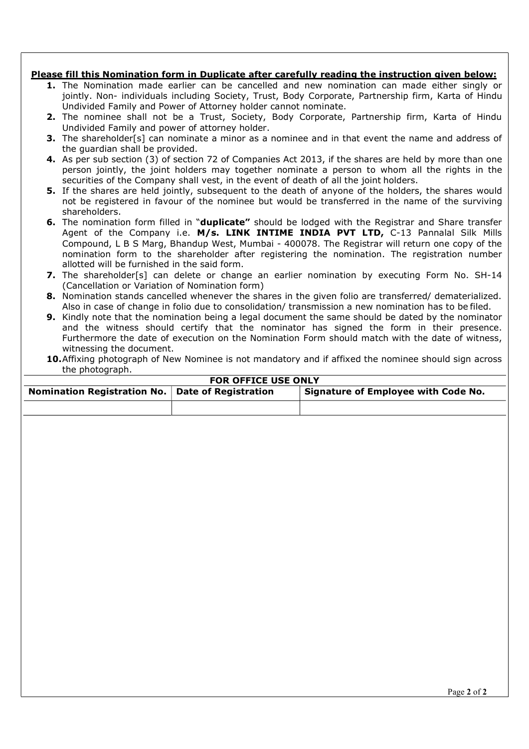**<u>Please fill this Nomination form in Duplicate after carefully reading the instruction given below:</u>**

1. The Nomination made earlier can be cancelled and new nomination can made either singly or jointly. Non- individuals including Society, Trust, Body Corporate, Partnership firm, Karta of Hindu Undivided Family and Power of Attorney holder cannot nominate.
2. The nominee shall not be a Trust, Society, Body Corporate, Partnership firm, Karta of Hindu Undivided Family and power of attorney holder.
3. The shareholder[s] can nominate a minor as a nominee and in that event the name and address of the guardian shall be provided.
4. As per sub section (3) of section 72 of Companies Act 2013, if the shares are held by more than one person jointly, the joint holders may together nominate a person to whom all the rights in the securities of the Company shall vest, in the event of death of all the joint holders.
5. If the shares are held jointly, subsequent to the death of anyone of the holders, the shares would not be registered in favour of the nominee but would be transferred in the name of the surviving shareholders.
6. The nomination form filled in "**duplicate"** should be lodged with the Registrar and Share transfer Agent of the Company i.e. **M/s. LINK INTIME INDIA PVT LTD,** C-13 Pannalal Silk Mills Compound, L B S Marg, Bhandup West, Mumbai - 400078. The Registrar will return one copy of the nomination form to the shareholder after registering the nomination. The registration number allotted will be furnished in the said form.
7. The shareholder[s] can delete or change an earlier nomination by executing Form No. SH-14 (Cancellation or Variation of Nomination form)
8. Nomination stands cancelled whenever the shares in the given folio are transferred/ dematerialized. Also in case of change in folio due to consolidation/ transmission a new nomination has to be filed.
9. Kindly note that the nomination being a legal document the same should be dated by the nominator and the witness should certify that the nominator has signed the form in their presence. Furthermore the date of execution on the Nomination Form should match with the date of witness, witnessing the document.
10. Affixing photograph of New Nominee is not mandatory and if affixed the nominee should sign across the photograph.

**FOR OFFICE USE ONLY**

| Nomination Registration No. | Date of Registration | Signature of Employee with Code No. |
|---|---|---|
| | | |